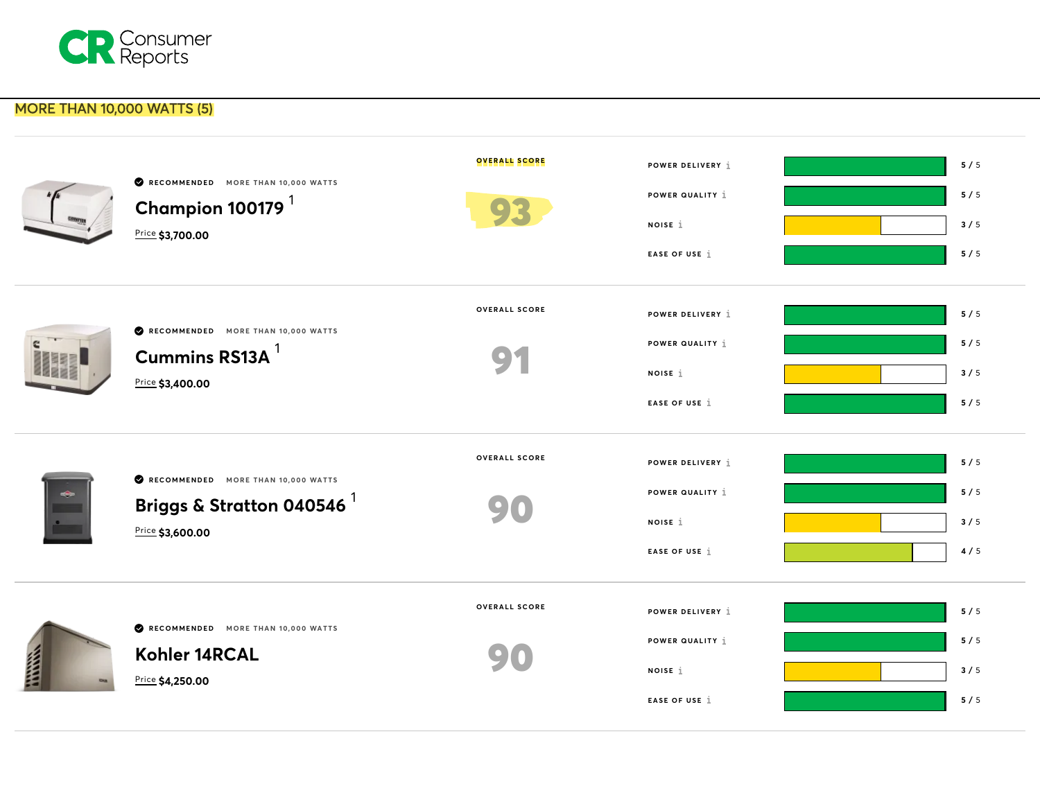# Consumer Reports

## MORE THAN 10,000 WATTS (5)

RECOMMENDED MORE THAN 10,000 WATTS

### Champion 100179 [1]

Price $3,700.00

OVERALL SCORE

**93**

| Rating | Score |
| --- | --- |
| POWER DELIVERY | 5 / 5 |
| POWER QUALITY | 5 / 5 |
| NOISE | 3 / 5 |
| EASE OF USE | 5 / 5 |

---

RECOMMENDED MORE THAN 10,000 WATTS

### Cummins RS13A [1]

Price $3,400.00

OVERALL SCORE

**91**

| Rating | Score |
| --- | --- |
| POWER DELIVERY | 5 / 5 |
| POWER QUALITY | 5 / 5 |
| NOISE | 3 / 5 |
| EASE OF USE | 5 / 5 |

---

RECOMMENDED MORE THAN 10,000 WATTS

### Briggs & Stratton 040546 [1]

Price $3,600.00

OVERALL SCORE

**90**

| Rating | Score |
| --- | --- |
| POWER DELIVERY | 5 / 5 |
| POWER QUALITY | 5 / 5 |
| NOISE | 3 / 5 |
| EASE OF USE | 4 / 5 |

---

RECOMMENDED MORE THAN 10,000 WATTS

### Kohler 14RCAL

Price $4,250.00

OVERALL SCORE

**90**

| Rating | Score |
| --- | --- |
| POWER DELIVERY | 5 / 5 |
| POWER QUALITY | 5 / 5 |
| NOISE | 3 / 5 |
| EASE OF USE | 5 / 5 |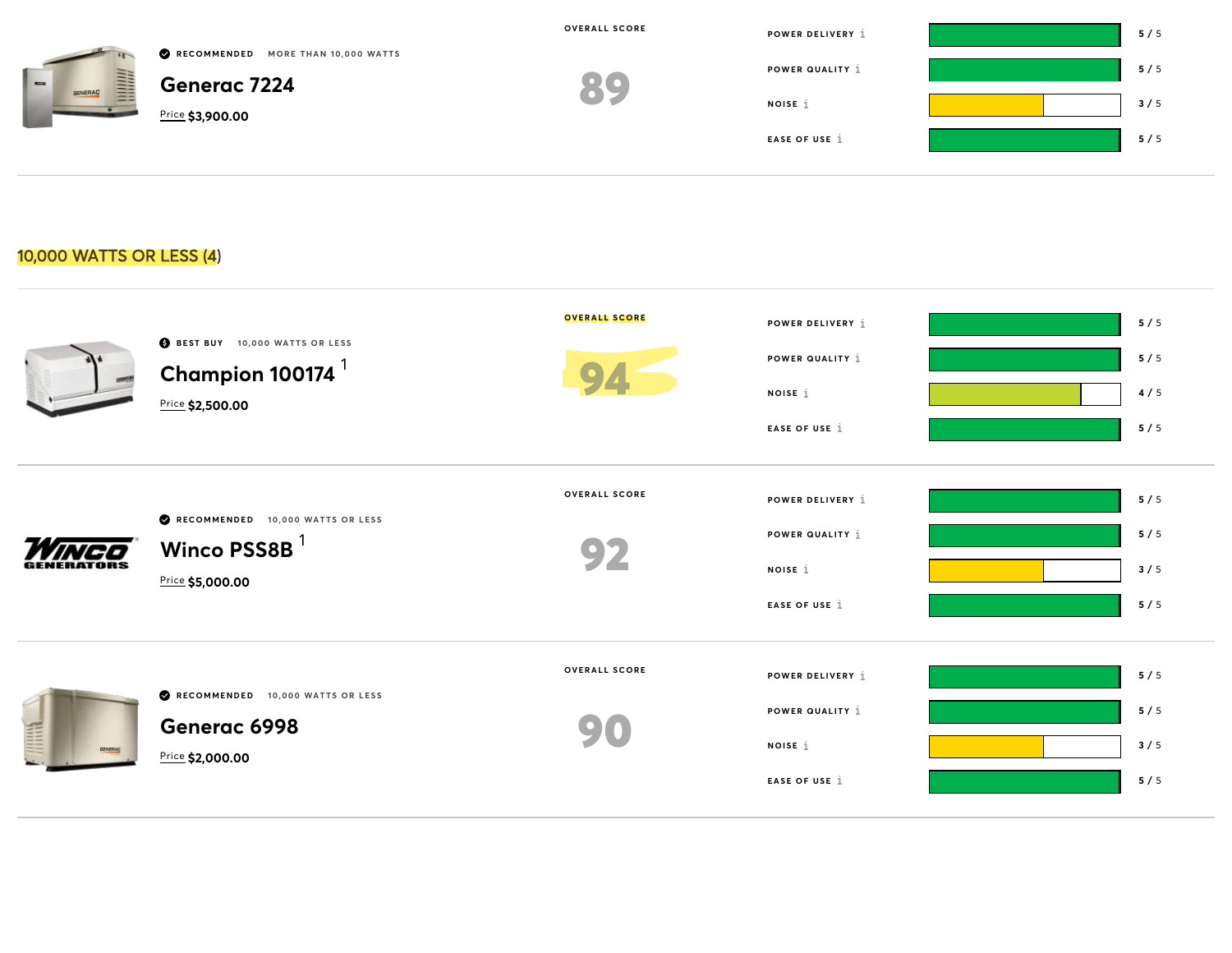RECOMMENDED MORE THAN 10,000 WATTS

### Generac 7224

Price $3,900.00

OVERALL SCORE

89

| Rating | Score |
| --- | --- |
| POWER DELIVERY | 5 / 5 |
| POWER QUALITY | 5 / 5 |
| NOISE | 3 / 5 |
| EASE OF USE | 5 / 5 |

## 10,000 WATTS OR LESS (4)

BEST BUY 10,000 WATTS OR LESS

### Champion 100174 [1]

Price $2,500.00

OVERALL SCORE

94

| Rating | Score |
| --- | --- |
| POWER DELIVERY | 5 / 5 |
| POWER QUALITY | 5 / 5 |
| NOISE | 4 / 5 |
| EASE OF USE | 5 / 5 |

RECOMMENDED 10,000 WATTS OR LESS

### Winco PSS8B [1]

Price $5,000.00

OVERALL SCORE

92

| Rating | Score |
| --- | --- |
| POWER DELIVERY | 5 / 5 |
| POWER QUALITY | 5 / 5 |
| NOISE | 3 / 5 |
| EASE OF USE | 5 / 5 |

RECOMMENDED 10,000 WATTS OR LESS

### Generac 6998

Price $2,000.00

OVERALL SCORE

90

| Rating | Score |
| --- | --- |
| POWER DELIVERY | 5 / 5 |
| POWER QUALITY | 5 / 5 |
| NOISE | 3 / 5 |
| EASE OF USE | 5 / 5 |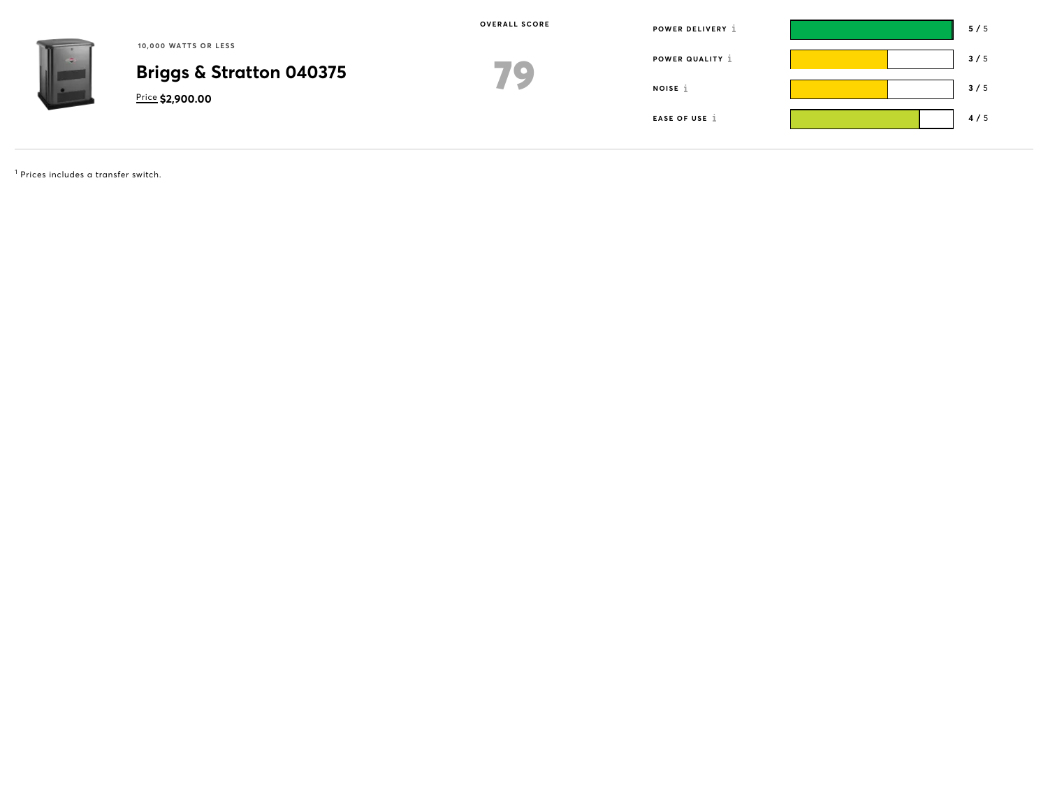10,000 WATTS OR LESS

**Briggs & Stratton 040375**

Price **$2,900.00**

OVERALL SCORE

79

POWER DELIVERY

5 / 5

POWER QUALITY

3 / 5

NOISE

3 / 5

EASE OF USE

4 / 5

[1] Prices includes a transfer switch.